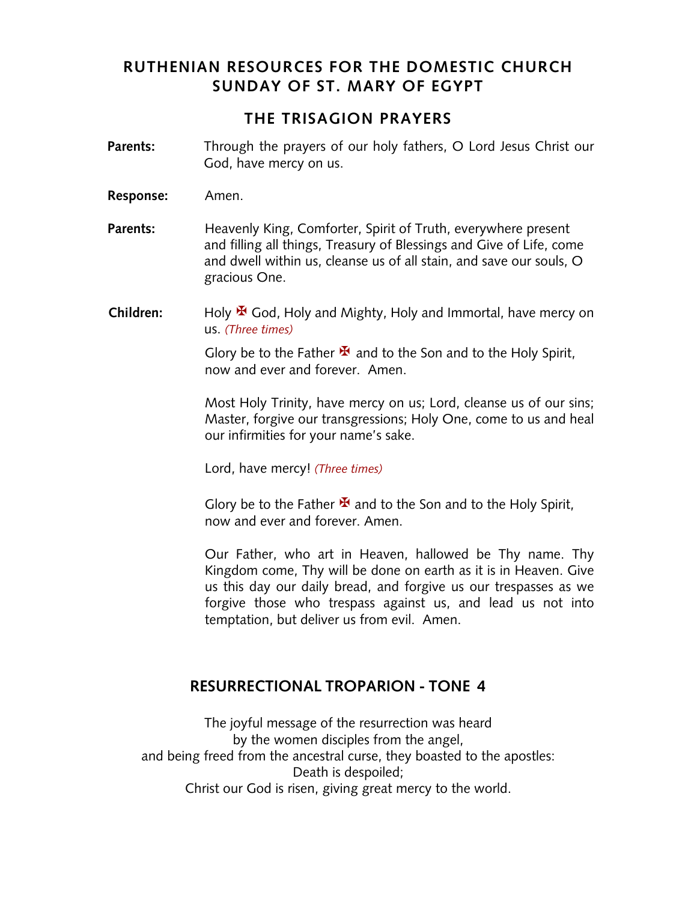# RUTHENIAN RESOURCES FOR THE DOMESTIC CHURCH
# SUNDAY OF ST. MARY OF EGYPT

## THE TRISAGION PRAYERS

**Parents:** Through the prayers of our holy fathers, O Lord Jesus Christ our God, have mercy on us.

**Response:** Amen.

**Parents:** Heavenly King, Comforter, Spirit of Truth, everywhere present and filling all things, Treasury of Blessings and Give of Life, come and dwell within us, cleanse us of all stain, and save our souls, O gracious One.

**Children:** Holy ✠ God, Holy and Mighty, Holy and Immortal, have mercy on us. *(Three times)*

Glory be to the Father ✠ and to the Son and to the Holy Spirit, now and ever and forever. Amen.

Most Holy Trinity, have mercy on us; Lord, cleanse us of our sins; Master, forgive our transgressions; Holy One, come to us and heal our infirmities for your name's sake.

Lord, have mercy! *(Three times)*

Glory be to the Father ✠ and to the Son and to the Holy Spirit, now and ever and forever. Amen.

Our Father, who art in Heaven, hallowed be Thy name. Thy Kingdom come, Thy will be done on earth as it is in Heaven. Give us this day our daily bread, and forgive us our trespasses as we forgive those who trespass against us, and lead us not into temptation, but deliver us from evil. Amen.

## RESURRECTIONAL TROPARION - TONE 4

The joyful message of the resurrection was heard  
by the women disciples from the angel,  
and being freed from the ancestral curse, they boasted to the apostles:  
Death is despoiled;  
Christ our God is risen, giving great mercy to the world.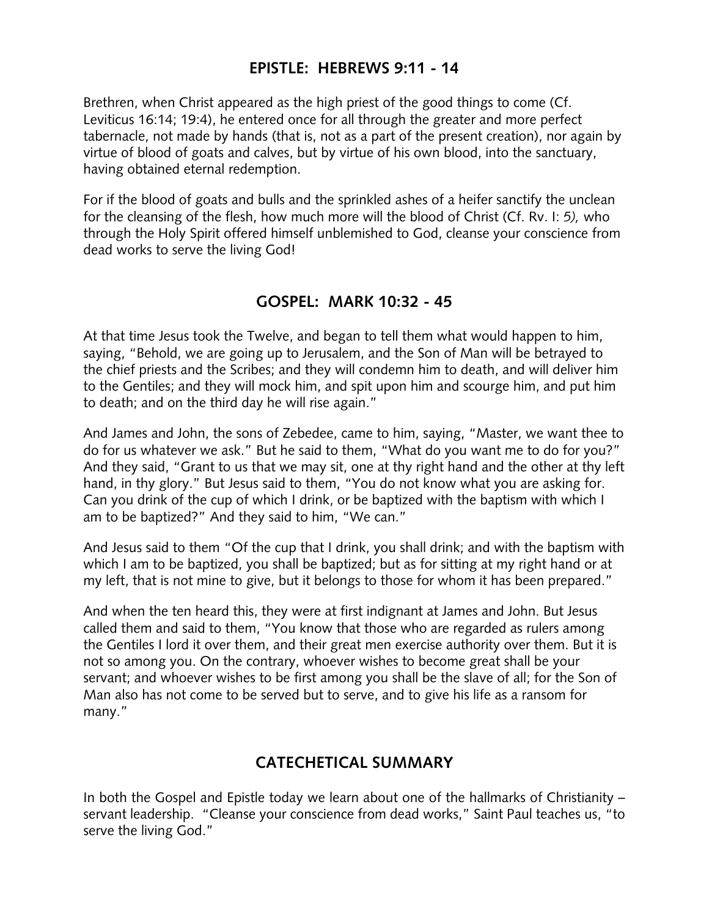## EPISTLE: HEBREWS 9:11 - 14

Brethren, when Christ appeared as the high priest of the good things to come (Cf. Leviticus 16:14; 19:4), he entered once for all through the greater and more perfect tabernacle, not made by hands (that is, not as a part of the present creation), nor again by virtue of blood of goats and calves, but by virtue of his own blood, into the sanctuary, having obtained eternal redemption.

For if the blood of goats and bulls and the sprinkled ashes of a heifer sanctify the unclean for the cleansing of the flesh, how much more will the blood of Christ (Cf. Rv. I: *5),* who through the Holy Spirit offered himself unblemished to God, cleanse your conscience from dead works to serve the living God!

## GOSPEL: MARK 10:32 - 45

At that time Jesus took the Twelve, and began to tell them what would happen to him, saying, "Behold, we are going up to Jerusalem, and the Son of Man will be betrayed to the chief priests and the Scribes; and they will condemn him to death, and will deliver him to the Gentiles; and they will mock him, and spit upon him and scourge him, and put him to death; and on the third day he will rise again."

And James and John, the sons of Zebedee, came to him, saying, "Master, we want thee to do for us whatever we ask." But he said to them, "What do you want me to do for you?" And they said, "Grant to us that we may sit, one at thy right hand and the other at thy left hand, in thy glory." But Jesus said to them, "You do not know what you are asking for. Can you drink of the cup of which I drink, or be baptized with the baptism with which I am to be baptized?" And they said to him, "We can."

And Jesus said to them "Of the cup that I drink, you shall drink; and with the baptism with which I am to be baptized, you shall be baptized; but as for sitting at my right hand or at my left, that is not mine to give, but it belongs to those for whom it has been prepared."

And when the ten heard this, they were at first indignant at James and John. But Jesus called them and said to them, "You know that those who are regarded as rulers among the Gentiles I lord it over them, and their great men exercise authority over them. But it is not so among you. On the contrary, whoever wishes to become great shall be your servant; and whoever wishes to be first among you shall be the slave of all; for the Son of Man also has not come to be served but to serve, and to give his life as a ransom for many."

## CATECHETICAL SUMMARY

In both the Gospel and Epistle today we learn about one of the hallmarks of Christianity – servant leadership. "Cleanse your conscience from dead works," Saint Paul teaches us, "to serve the living God."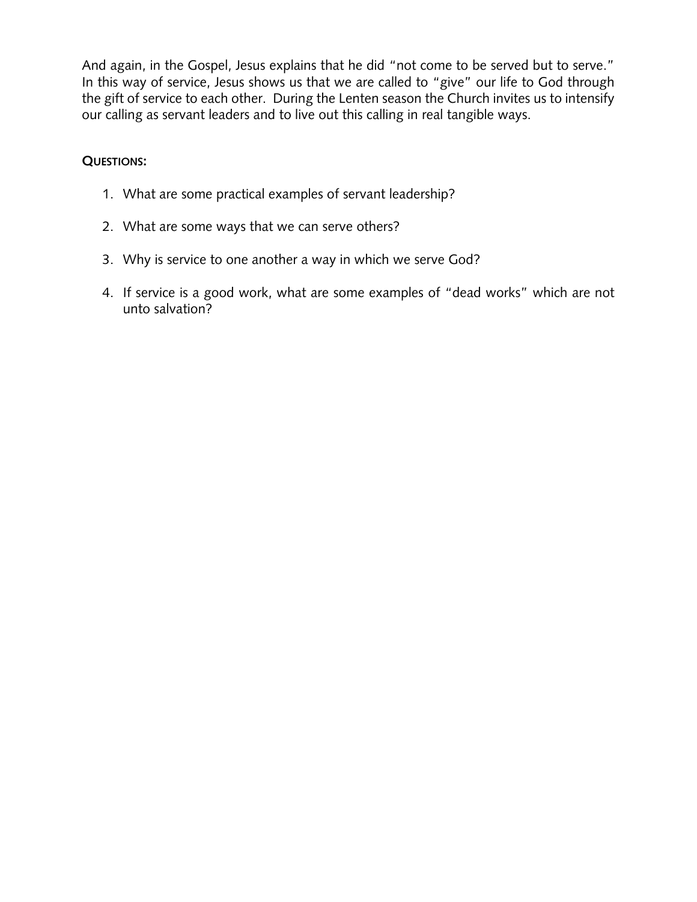And again, in the Gospel, Jesus explains that he did "not come to be served but to serve." In this way of service, Jesus shows us that we are called to "give" our life to God through the gift of service to each other. During the Lenten season the Church invites us to intensify our calling as servant leaders and to live out this calling in real tangible ways.

**QUESTIONS:**

1. What are some practical examples of servant leadership?

2. What are some ways that we can serve others?

3. Why is service to one another a way in which we serve God?

4. If service is a good work, what are some examples of "dead works" which are not unto salvation?